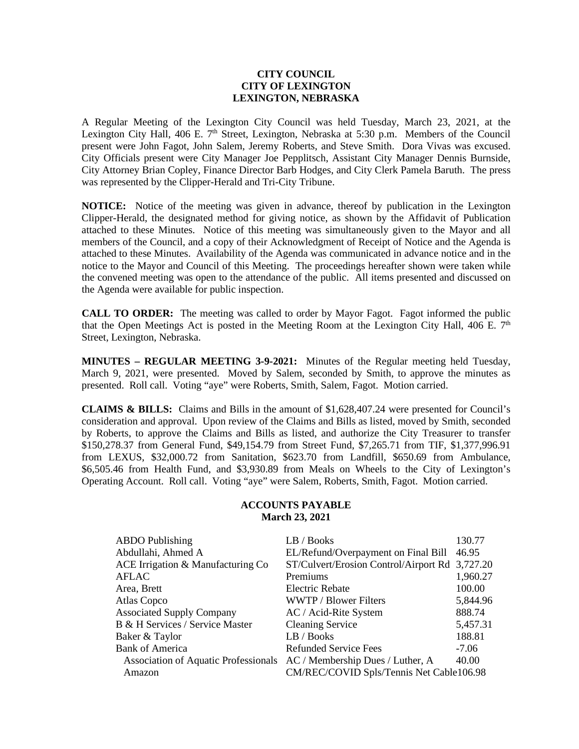**CITY COUNCIL**
**CITY OF LEXINGTON**
**LEXINGTON, NEBRASKA**

A Regular Meeting of the Lexington City Council was held Tuesday, March 23, 2021, at the Lexington City Hall, 406 E. 7th Street, Lexington, Nebraska at 5:30 p.m. Members of the Council present were John Fagot, John Salem, Jeremy Roberts, and Steve Smith. Dora Vivas was excused. City Officials present were City Manager Joe Pepplitsch, Assistant City Manager Dennis Burnside, City Attorney Brian Copley, Finance Director Barb Hodges, and City Clerk Pamela Baruth. The press was represented by the Clipper-Herald and Tri-City Tribune.

**NOTICE:** Notice of the meeting was given in advance, thereof by publication in the Lexington Clipper-Herald, the designated method for giving notice, as shown by the Affidavit of Publication attached to these Minutes. Notice of this meeting was simultaneously given to the Mayor and all members of the Council, and a copy of their Acknowledgment of Receipt of Notice and the Agenda is attached to these Minutes. Availability of the Agenda was communicated in advance notice and in the notice to the Mayor and Council of this Meeting. The proceedings hereafter shown were taken while the convened meeting was open to the attendance of the public. All items presented and discussed on the Agenda were available for public inspection.

**CALL TO ORDER:** The meeting was called to order by Mayor Fagot. Fagot informed the public that the Open Meetings Act is posted in the Meeting Room at the Lexington City Hall, 406 E. 7th Street, Lexington, Nebraska.

**MINUTES – REGULAR MEETING 3-9-2021:** Minutes of the Regular meeting held Tuesday, March 9, 2021, were presented. Moved by Salem, seconded by Smith, to approve the minutes as presented. Roll call. Voting "aye" were Roberts, Smith, Salem, Fagot. Motion carried.

**CLAIMS & BILLS:** Claims and Bills in the amount of $1,628,407.24 were presented for Council's consideration and approval. Upon review of the Claims and Bills as listed, moved by Smith, seconded by Roberts, to approve the Claims and Bills as listed, and authorize the City Treasurer to transfer $150,278.37 from General Fund, $49,154.79 from Street Fund, $7,265.71 from TIF, $1,377,996.91 from LEXUS, $32,000.72 from Sanitation, $623.70 from Landfill, $650.69 from Ambulance, $6,505.46 from Health Fund, and $3,930.89 from Meals on Wheels to the City of Lexington's Operating Account. Roll call. Voting "aye" were Salem, Roberts, Smith, Fagot. Motion carried.

**ACCOUNTS PAYABLE**
**March 23, 2021**

| | | |
|---|---|---|
| ABDO Publishing | LB / Books | 130.77 |
| Abdullahi, Ahmed A | EL/Refund/Overpayment on Final Bill | 46.95 |
| ACE Irrigation & Manufacturing Co | ST/Culvert/Erosion Control/Airport Rd | 3,727.20 |
| AFLAC | Premiums | 1,960.27 |
| Area, Brett | Electric Rebate | 100.00 |
| Atlas Copco | WWTP / Blower Filters | 5,844.96 |
| Associated Supply Company | AC / Acid-Rite System | 888.74 |
| B & H Services / Service Master | Cleaning Service | 5,457.31 |
| Baker & Taylor | LB / Books | 188.81 |
| Bank of America | Refunded Service Fees | -7.06 |
| Association of Aquatic Professionals | AC / Membership Dues / Luther, A | 40.00 |
| Amazon | CM/REC/COVID Spls/Tennis Net Cable | 106.98 |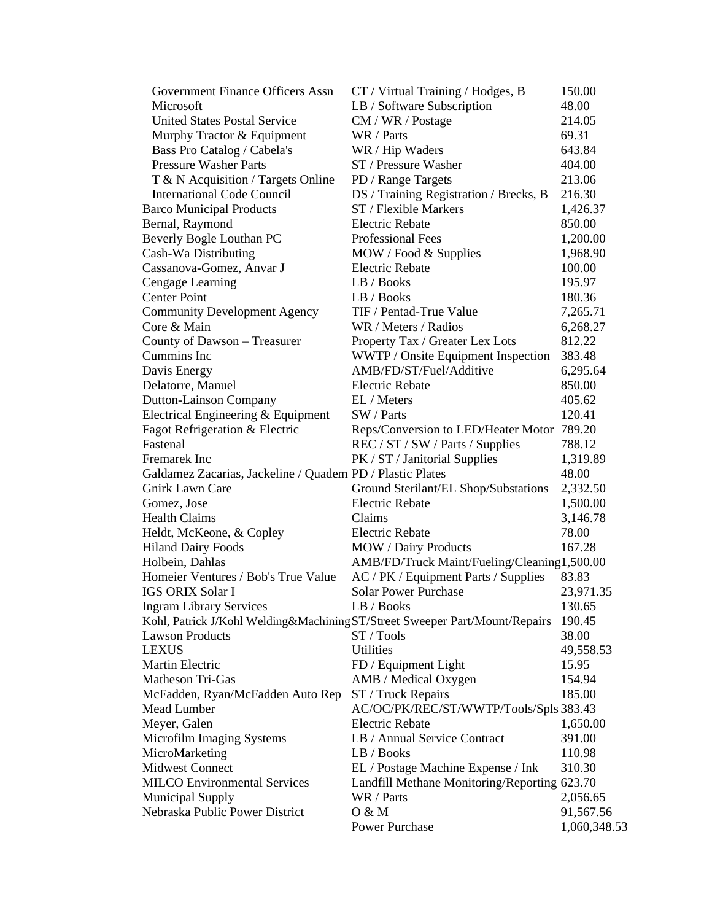| Vendor | Description | Amount |
|---|---|---|
| Government Finance Officers Assn | CT / Virtual Training / Hodges, B | 150.00 |
| Microsoft | LB / Software Subscription | 48.00 |
| United States Postal Service | CM / WR / Postage | 214.05 |
| Murphy Tractor & Equipment | WR / Parts | 69.31 |
| Bass Pro Catalog / Cabela's | WR / Hip Waders | 643.84 |
| Pressure Washer Parts | ST / Pressure Washer | 404.00 |
| T & N Acquisition / Targets Online | PD / Range Targets | 213.06 |
| International Code Council | DS / Training Registration / Brecks, B | 216.30 |
| Barco Municipal Products | ST / Flexible Markers | 1,426.37 |
| Bernal, Raymond | Electric Rebate | 850.00 |
| Beverly Bogle Louthan PC | Professional Fees | 1,200.00 |
| Cash-Wa Distributing | MOW / Food & Supplies | 1,968.90 |
| Cassanova-Gomez, Anvar J | Electric Rebate | 100.00 |
| Cengage Learning | LB / Books | 195.97 |
| Center Point | LB / Books | 180.36 |
| Community Development Agency | TIF / Pentad-True Value | 7,265.71 |
| Core & Main | WR / Meters / Radios | 6,268.27 |
| County of Dawson – Treasurer | Property Tax / Greater Lex Lots | 812.22 |
| Cummins Inc | WWTP / Onsite Equipment Inspection | 383.48 |
| Davis Energy | AMB/FD/ST/Fuel/Additive | 6,295.64 |
| Delatorre, Manuel | Electric Rebate | 850.00 |
| Dutton-Lainson Company | EL / Meters | 405.62 |
| Electrical Engineering & Equipment | SW / Parts | 120.41 |
| Fagot Refrigeration & Electric | Reps/Conversion to LED/Heater Motor | 789.20 |
| Fastenal | REC / ST / SW / Parts / Supplies | 788.12 |
| Fremarek Inc | PK / ST / Janitorial Supplies | 1,319.89 |
| Galdamez Zacarias, Jackeline / Quadem | PD / Plastic Plates | 48.00 |
| Gnirk Lawn Care | Ground Sterilant/EL Shop/Substations | 2,332.50 |
| Gomez, Jose | Electric Rebate | 1,500.00 |
| Health Claims | Claims | 3,146.78 |
| Heldt, McKeone, & Copley | Electric Rebate | 78.00 |
| Hiland Dairy Foods | MOW / Dairy Products | 167.28 |
| Holbein, Dahlas | AMB/FD/Truck Maint/Fueling/Cleaning | 1,500.00 |
| Homeier Ventures / Bob's True Value | AC / PK / Equipment Parts / Supplies | 83.83 |
| IGS ORIX Solar I | Solar Power Purchase | 23,971.35 |
| Ingram Library Services | LB / Books | 130.65 |
| Kohl, Patrick J/Kohl Welding&Machining | ST/Street Sweeper Part/Mount/Repairs | 190.45 |
| Lawson Products | ST / Tools | 38.00 |
| LEXUS | Utilities | 49,558.53 |
| Martin Electric | FD / Equipment Light | 15.95 |
| Matheson Tri-Gas | AMB / Medical Oxygen | 154.94 |
| McFadden, Ryan/McFadden Auto Rep | ST / Truck Repairs | 185.00 |
| Mead Lumber | AC/OC/PK/REC/ST/WWTP/Tools/Spls | 383.43 |
| Meyer, Galen | Electric Rebate | 1,650.00 |
| Microfilm Imaging Systems | LB / Annual Service Contract | 391.00 |
| MicroMarketing | LB / Books | 110.98 |
| Midwest Connect | EL / Postage Machine Expense / Ink | 310.30 |
| MILCO Environmental Services | Landfill Methane Monitoring/Reporting | 623.70 |
| Municipal Supply | WR / Parts | 2,056.65 |
| Nebraska Public Power District | O & M | 91,567.56 |
| | Power Purchase | 1,060,348.53 |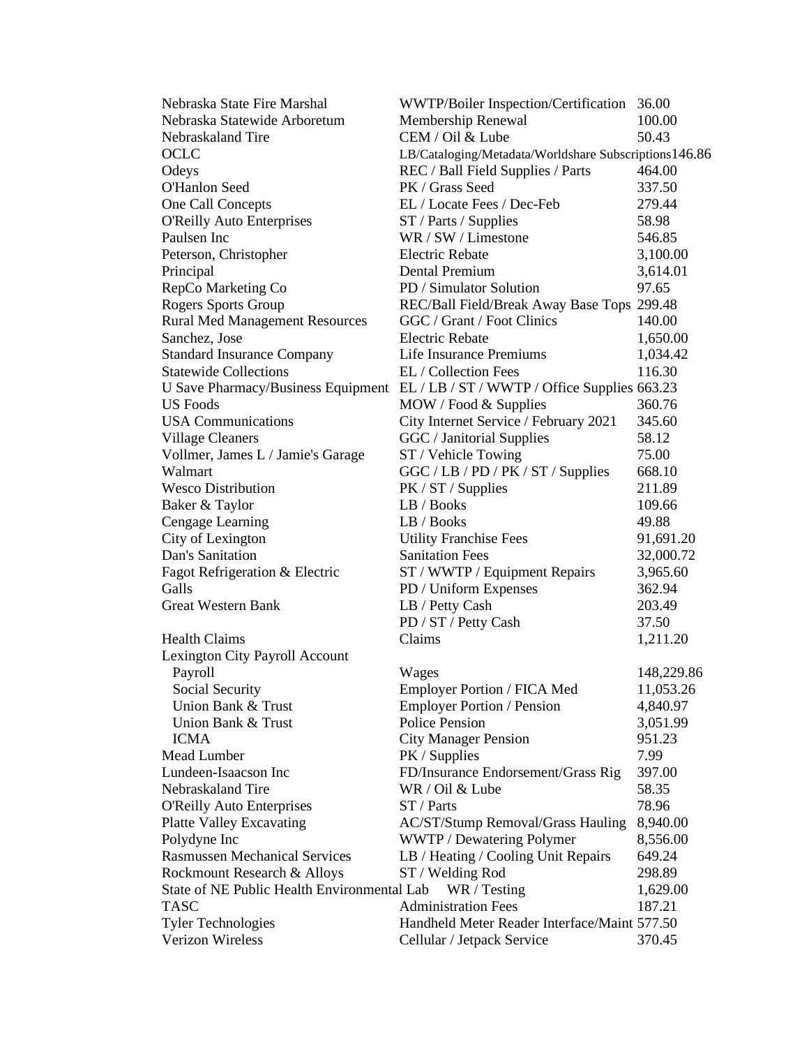| | | |
|---|---|---|
| Nebraska State Fire Marshal | WWTP/Boiler Inspection/Certification | 36.00 |
| Nebraska Statewide Arboretum | Membership Renewal | 100.00 |
| Nebraskaland Tire | CEM / Oil & Lube | 50.43 |
| OCLC | LB/Cataloging/Metadata/Worldshare Subscriptions | 146.86 |
| Odeys | REC / Ball Field Supplies / Parts | 464.00 |
| O'Hanlon Seed | PK / Grass Seed | 337.50 |
| One Call Concepts | EL / Locate Fees / Dec-Feb | 279.44 |
| O'Reilly Auto Enterprises | ST / Parts / Supplies | 58.98 |
| Paulsen Inc | WR / SW / Limestone | 546.85 |
| Peterson, Christopher | Electric Rebate | 3,100.00 |
| Principal | Dental Premium | 3,614.01 |
| RepCo Marketing Co | PD / Simulator Solution | 97.65 |
| Rogers Sports Group | REC/Ball Field/Break Away Base Tops | 299.48 |
| Rural Med Management Resources | GGC / Grant / Foot Clinics | 140.00 |
| Sanchez, Jose | Electric Rebate | 1,650.00 |
| Standard Insurance Company | Life Insurance Premiums | 1,034.42 |
| Statewide Collections | EL / Collection Fees | 116.30 |
| U Save Pharmacy/Business Equipment | EL / LB / ST / WWTP / Office Supplies | 663.23 |
| US Foods | MOW / Food & Supplies | 360.76 |
| USA Communications | City Internet Service / February 2021 | 345.60 |
| Village Cleaners | GGC / Janitorial Supplies | 58.12 |
| Vollmer, James L / Jamie's Garage | ST / Vehicle Towing | 75.00 |
| Walmart | GGC / LB / PD / PK / ST / Supplies | 668.10 |
| Wesco Distribution | PK / ST / Supplies | 211.89 |
| Baker & Taylor | LB / Books | 109.66 |
| Cengage Learning | LB / Books | 49.88 |
| City of Lexington | Utility Franchise Fees | 91,691.20 |
| Dan's Sanitation | Sanitation Fees | 32,000.72 |
| Fagot Refrigeration & Electric | ST / WWTP / Equipment Repairs | 3,965.60 |
| Galls | PD / Uniform Expenses | 362.94 |
| Great Western Bank | LB / Petty Cash | 203.49 |
| | PD / ST / Petty Cash | 37.50 |
| Health Claims | Claims | 1,211.20 |
| Lexington City Payroll Account | | |
| Payroll | Wages | 148,229.86 |
| Social Security | Employer Portion / FICA Med | 11,053.26 |
| Union Bank & Trust | Employer Portion / Pension | 4,840.97 |
| Union Bank & Trust | Police Pension | 3,051.99 |
| ICMA | City Manager Pension | 951.23 |
| Mead Lumber | PK / Supplies | 7.99 |
| Lundeen-Isaacson Inc | FD/Insurance Endorsement/Grass Rig | 397.00 |
| Nebraskaland Tire | WR / Oil & Lube | 58.35 |
| O'Reilly Auto Enterprises | ST / Parts | 78.96 |
| Platte Valley Excavating | AC/ST/Stump Removal/Grass Hauling | 8,940.00 |
| Polydyne Inc | WWTP / Dewatering Polymer | 8,556.00 |
| Rasmussen Mechanical Services | LB / Heating / Cooling Unit Repairs | 649.24 |
| Rockmount Research & Alloys | ST / Welding Rod | 298.89 |
| State of NE Public Health Environmental Lab | WR / Testing | 1,629.00 |
| TASC | Administration Fees | 187.21 |
| Tyler Technologies | Handheld Meter Reader Interface/Maint | 577.50 |
| Verizon Wireless | Cellular / Jetpack Service | 370.45 |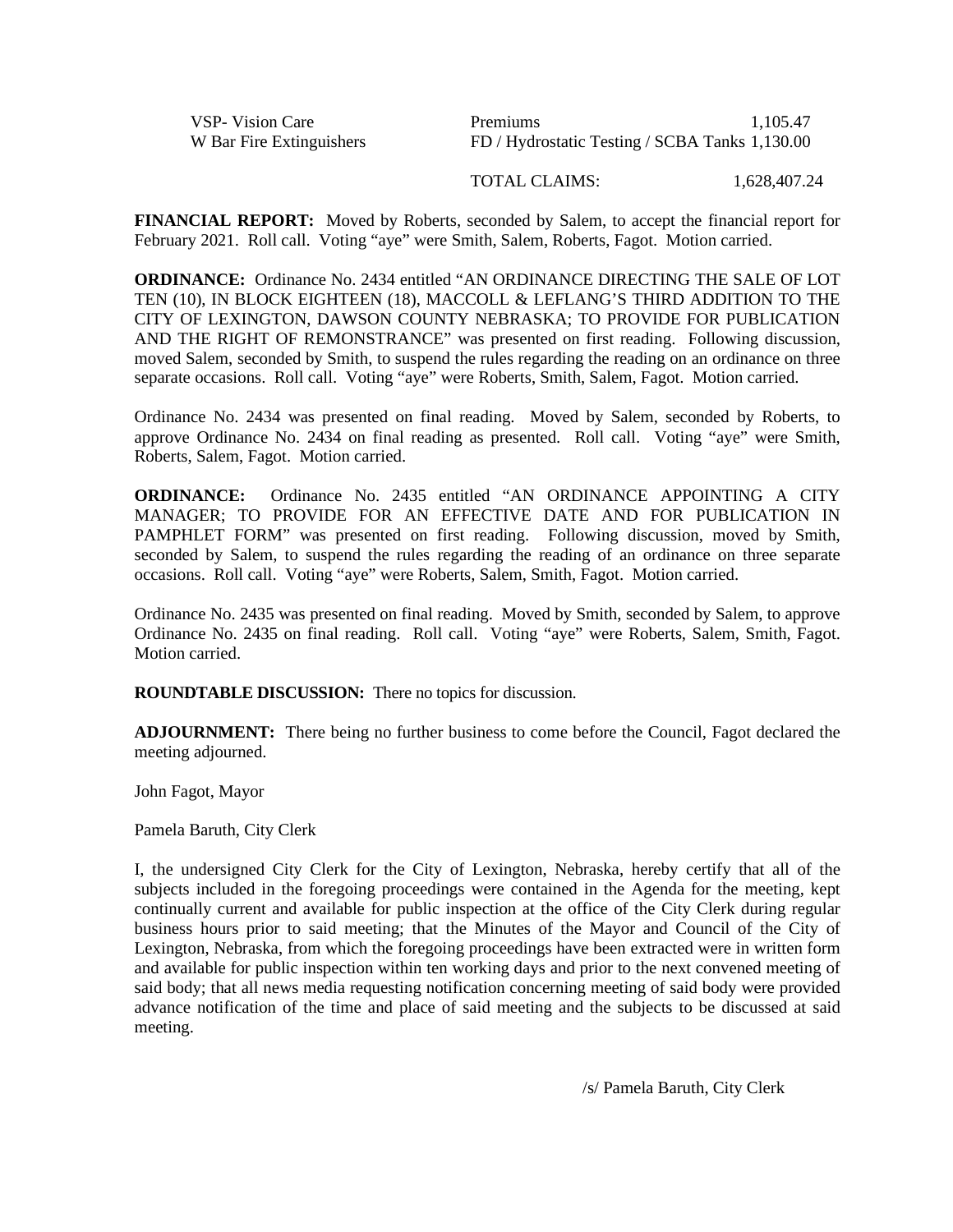| | | |
|---|---|---|
| VSP- Vision Care | Premiums | 1,105.47 |
| W Bar Fire Extinguishers | FD / Hydrostatic Testing / SCBA Tanks | 1,130.00 |
| | TOTAL CLAIMS: | 1,628,407.24 |

**FINANCIAL REPORT:** Moved by Roberts, seconded by Salem, to accept the financial report for February 2021. Roll call. Voting "aye" were Smith, Salem, Roberts, Fagot. Motion carried.

**ORDINANCE:** Ordinance No. 2434 entitled "AN ORDINANCE DIRECTING THE SALE OF LOT TEN (10), IN BLOCK EIGHTEEN (18), MACCOLL & LEFLANG'S THIRD ADDITION TO THE CITY OF LEXINGTON, DAWSON COUNTY NEBRASKA; TO PROVIDE FOR PUBLICATION AND THE RIGHT OF REMONSTRANCE" was presented on first reading. Following discussion, moved Salem, seconded by Smith, to suspend the rules regarding the reading on an ordinance on three separate occasions. Roll call. Voting "aye" were Roberts, Smith, Salem, Fagot. Motion carried.

Ordinance No. 2434 was presented on final reading. Moved by Salem, seconded by Roberts, to approve Ordinance No. 2434 on final reading as presented. Roll call. Voting "aye" were Smith, Roberts, Salem, Fagot. Motion carried.

**ORDINANCE:** Ordinance No. 2435 entitled "AN ORDINANCE APPOINTING A CITY MANAGER; TO PROVIDE FOR AN EFFECTIVE DATE AND FOR PUBLICATION IN PAMPHLET FORM" was presented on first reading. Following discussion, moved by Smith, seconded by Salem, to suspend the rules regarding the reading of an ordinance on three separate occasions. Roll call. Voting "aye" were Roberts, Salem, Smith, Fagot. Motion carried.

Ordinance No. 2435 was presented on final reading. Moved by Smith, seconded by Salem, to approve Ordinance No. 2435 on final reading. Roll call. Voting "aye" were Roberts, Salem, Smith, Fagot. Motion carried.

**ROUNDTABLE DISCUSSION:** There no topics for discussion.

**ADJOURNMENT:** There being no further business to come before the Council, Fagot declared the meeting adjourned.

John Fagot, Mayor

Pamela Baruth, City Clerk

I, the undersigned City Clerk for the City of Lexington, Nebraska, hereby certify that all of the subjects included in the foregoing proceedings were contained in the Agenda for the meeting, kept continually current and available for public inspection at the office of the City Clerk during regular business hours prior to said meeting; that the Minutes of the Mayor and Council of the City of Lexington, Nebraska, from which the foregoing proceedings have been extracted were in written form and available for public inspection within ten working days and prior to the next convened meeting of said body; that all news media requesting notification concerning meeting of said body were provided advance notification of the time and place of said meeting and the subjects to be discussed at said meeting.

/s/ Pamela Baruth, City Clerk